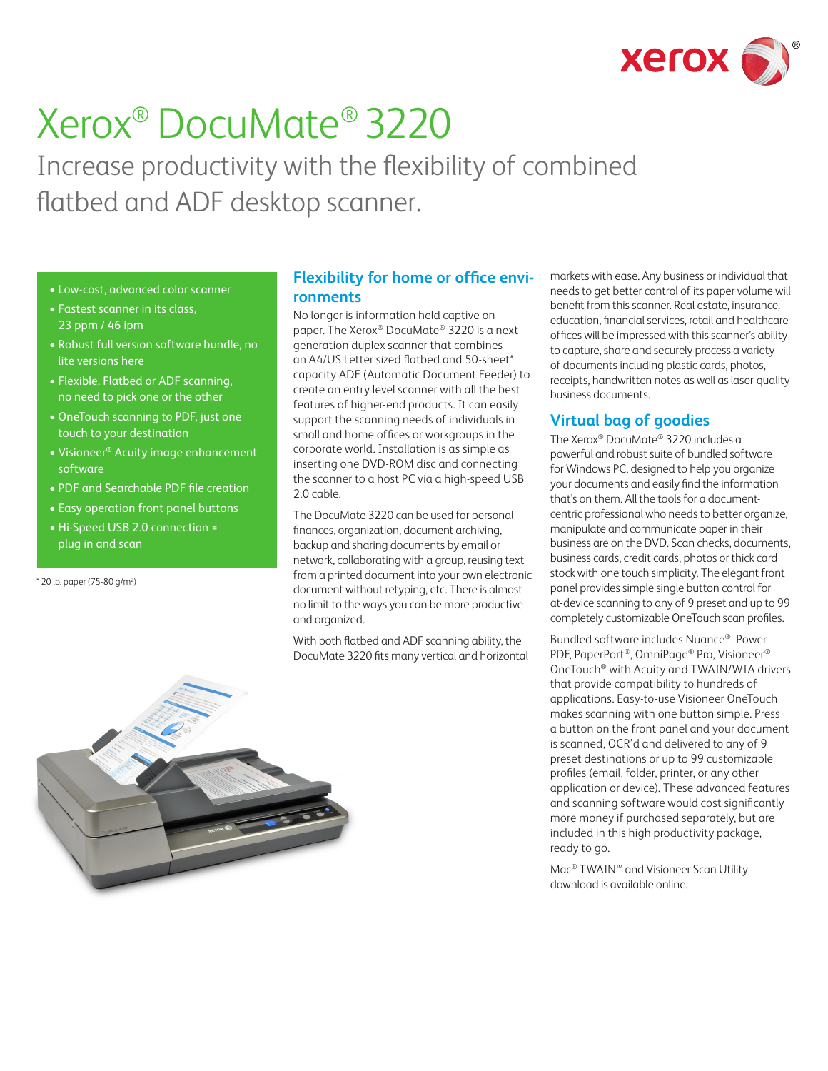# Xerox® DocuMate® 3220

## Increase productivity with the flexibility of combined flatbed and ADF desktop scanner.

- Low-cost, advanced color scanner
- Fastest scanner in its class, 23 ppm / 46 ipm
- Robust full version software bundle, no lite versions here
- Flexible. Flatbed or ADF scanning, no need to pick one or the other
- OneTouch scanning to PDF, just one touch to your destination
- Visioneer® Acuity image enhancement software
- PDF and Searchable PDF file creation
- Easy operation front panel buttons
- Hi-Speed USB 2.0 connection = plug in and scan

\* 20 lb. paper (75-80 g/m²)

### Flexibility for home or office environments

No longer is information held captive on paper. The Xerox® DocuMate® 3220 is a next generation duplex scanner that combines an A4/US Letter sized flatbed and 50-sheet* capacity ADF (Automatic Document Feeder) to create an entry level scanner with all the best features of higher-end products. It can easily support the scanning needs of individuals in small and home offices or workgroups in the corporate world. Installation is as simple as inserting one DVD-ROM disc and connecting the scanner to a host PC via a high-speed USB 2.0 cable.

The DocuMate 3220 can be used for personal finances, organization, document archiving, backup and sharing documents by email or network, collaborating with a group, reusing text from a printed document into your own electronic document without retyping, etc. There is almost no limit to the ways you can be more productive and organized.

With both flatbed and ADF scanning ability, the DocuMate 3220 fits many vertical and horizontal markets with ease. Any business or individual that needs to get better control of its paper volume will benefit from this scanner. Real estate, insurance, education, financial services, retail and healthcare offices will be impressed with this scanner's ability to capture, share and securely process a variety of documents including plastic cards, photos, receipts, handwritten notes as well as laser-quality business documents.

### Virtual bag of goodies

The Xerox® DocuMate® 3220 includes a powerful and robust suite of bundled software for Windows PC, designed to help you organize your documents and easily find the information that's on them. All the tools for a document-centric professional who needs to better organize, manipulate and communicate paper in their business are on the DVD. Scan checks, documents, business cards, credit cards, photos or thick card stock with one touch simplicity. The elegant front panel provides simple single button control for at-device scanning to any of 9 preset and up to 99 completely customizable OneTouch scan profiles.

Bundled software includes Nuance® Power PDF, PaperPort®, OmniPage® Pro, Visioneer® OneTouch® with Acuity and TWAIN/WIA drivers that provide compatibility to hundreds of applications. Easy-to-use Visioneer OneTouch makes scanning with one button simple. Press a button on the front panel and your document is scanned, OCR'd and delivered to any of 9 preset destinations or up to 99 customizable profiles (email, folder, printer, or any other application or device). These advanced features and scanning software would cost significantly more money if purchased separately, but are included in this high productivity package, ready to go.

Mac® TWAIN™ and Visioneer Scan Utility download is available online.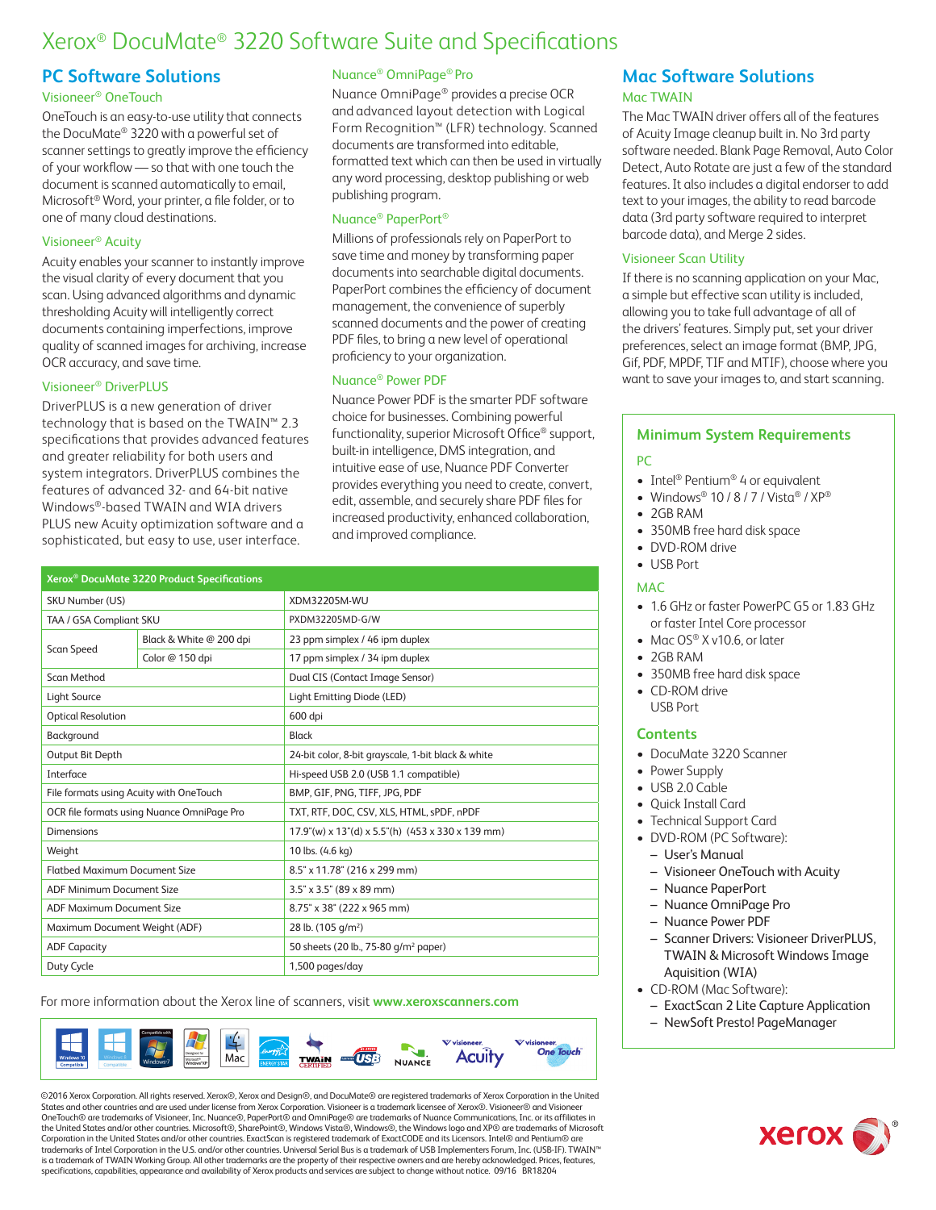# Xerox® DocuMate® 3220 Software Suite and Specifications

## PC Software Solutions

### Visioneer® OneTouch

OneTouch is an easy-to-use utility that connects the DocuMate® 3220 with a powerful set of scanner settings to greatly improve the efficiency of your workflow — so that with one touch the document is scanned automatically to email, Microsoft® Word, your printer, a file folder, or to one of many cloud destinations.

### Visioneer® Acuity

Acuity enables your scanner to instantly improve the visual clarity of every document that you scan. Using advanced algorithms and dynamic thresholding Acuity will intelligently correct documents containing imperfections, improve quality of scanned images for archiving, increase OCR accuracy, and save time.

### Visioneer® DriverPLUS

DriverPLUS is a new generation of driver technology that is based on the TWAIN™ 2.3 specifications that provides advanced features and greater reliability for both users and system integrators. DriverPLUS combines the features of advanced 32- and 64-bit native Windows®-based TWAIN and WIA drivers PLUS new Acuity optimization software and a sophisticated, but easy to use, user interface.

### Nuance® OmniPage® Pro

Nuance OmniPage® provides a precise OCR and advanced layout detection with Logical Form Recognition™ (LFR) technology. Scanned documents are transformed into editable, formatted text which can then be used in virtually any word processing, desktop publishing or web publishing program.

### Nuance® PaperPort®

Millions of professionals rely on PaperPort to save time and money by transforming paper documents into searchable digital documents. PaperPort combines the efficiency of document management, the convenience of superbly scanned documents and the power of creating PDF files, to bring a new level of operational proficiency to your organization.

### Nuance® Power PDF

Nuance Power PDF is the smarter PDF software choice for businesses. Combining powerful functionality, superior Microsoft Office® support, built-in intelligence, DMS integration, and intuitive ease of use, Nuance PDF Converter provides everything you need to create, convert, edit, assemble, and securely share PDF files for increased productivity, enhanced collaboration, and improved compliance.

## Mac Software Solutions

### Mac TWAIN

The Mac TWAIN driver offers all of the features of Acuity Image cleanup built in. No 3rd party software needed. Blank Page Removal, Auto Color Detect, Auto Rotate are just a few of the standard features. It also includes a digital endorser to add text to your images, the ability to read barcode data (3rd party software required to interpret barcode data), and Merge 2 sides.

### Visioneer Scan Utility

If there is no scanning application on your Mac, a simple but effective scan utility is included, allowing you to take full advantage of all of the drivers' features. Simply put, set your driver preferences, select an image format (BMP, JPG, Gif, PDF, MPDF, TIF and MTIF), choose where you want to save your images to, and start scanning.

## Xerox® DocuMate 3220 Product Specifications

| | | |
|---|---|---|
| SKU Number (US) | | XDM32205M-WU |
| TAA / GSA Compliant SKU | | PXDM32205MD-G/W |
| Scan Speed | Black & White @ 200 dpi | 23 ppm simplex / 46 ipm duplex |
| | Color @ 150 dpi | 17 ppm simplex / 34 ipm duplex |
| Scan Method | | Dual CIS (Contact Image Sensor) |
| Light Source | | Light Emitting Diode (LED) |
| Optical Resolution | | 600 dpi |
| Background | | Black |
| Output Bit Depth | | 24-bit color, 8-bit grayscale, 1-bit black & white |
| Interface | | Hi-speed USB 2.0 (USB 1.1 compatible) |
| File formats using Acuity with OneTouch | | BMP, GIF, PNG, TIFF, JPG, PDF |
| OCR file formats using Nuance OmniPage Pro | | TXT, RTF, DOC, CSV, XLS, HTML, sPDF, nPDF |
| Dimensions | | 17.9"(w) x 13"(d) x 5.5"(h) (453 x 330 x 139 mm) |
| Weight | | 10 lbs. (4.6 kg) |
| Flatbed Maximum Document Size | | 8.5" x 11.78" (216 x 299 mm) |
| ADF Minimum Document Size | | 3.5" x 3.5" (89 x 89 mm) |
| ADF Maximum Document Size | | 8.75" x 38" (222 x 965 mm) |
| Maximum Document Weight (ADF) | | 28 lb. (105 g/m²) |
| ADF Capacity | | 50 sheets (20 lb., 75-80 g/m² paper) |
| Duty Cycle | | 1,500 pages/day |

## Minimum System Requirements

### PC

- Intel® Pentium® 4 or equivalent
- Windows® 10 / 8 / 7 / Vista® / XP®
- 2GB RAM
- 350MB free hard disk space
- DVD-ROM drive
- USB Port

### MAC

- 1.6 GHz or faster PowerPC G5 or 1.83 GHz or faster Intel Core processor
- Mac OS® X v10.6, or later
- 2GB RAM
- 350MB free hard disk space
- CD-ROM drive
  USB Port

### Contents

- DocuMate 3220 Scanner
- Power Supply
- USB 2.0 Cable
- Quick Install Card
- Technical Support Card
- DVD-ROM (PC Software):
  - User's Manual
  - Visioneer OneTouch with Acuity
  - Nuance PaperPort
  - Nuance OmniPage Pro
  - Nuance Power PDF
  - Scanner Drivers: Visioneer DriverPLUS, TWAIN & Microsoft Windows Image Aquisition (WIA)
- CD-ROM (Mac Software):
  - ExactScan 2 Lite Capture Application
  - NewSoft Presto! PageManager

For more information about the Xerox line of scanners, visit **www.xeroxscanners.com**

©2016 Xerox Corporation. All rights reserved. Xerox®, Xerox and Design®, and DocuMate® are registered trademarks of Xerox Corporation in the United States and other countries and are used under license from Xerox Corporation. Visioneer is a trademark licensee of Xerox®. Visioneer® and Visioneer OneTouch® are trademarks of Visioneer, Inc. Nuance®, PaperPort® and OmniPage® are trademarks of Nuance Communications, Inc. or its affiliates in the United States and/or other countries. Microsoft®, SharePoint®, Windows Vista®, Windows®, the Windows logo and XP® are trademarks of Microsoft Corporation in the United States and/or other countries. ExactScan is registered trademark of ExactCODE and its Licensors. Intel® and Pentium® are trademarks of Intel Corporation in the U.S. and/or other countries. Universal Serial Bus is a trademark of USB Implementers Forum, Inc. (USB-IF). TWAIN™ is a trademark of TWAIN Working Group. All other trademarks are the property of their respective owners and are hereby acknowledged. Prices, features, specifications, capabilities, appearance and availability of Xerox products and services are subject to change without notice. 09/16 BR18204